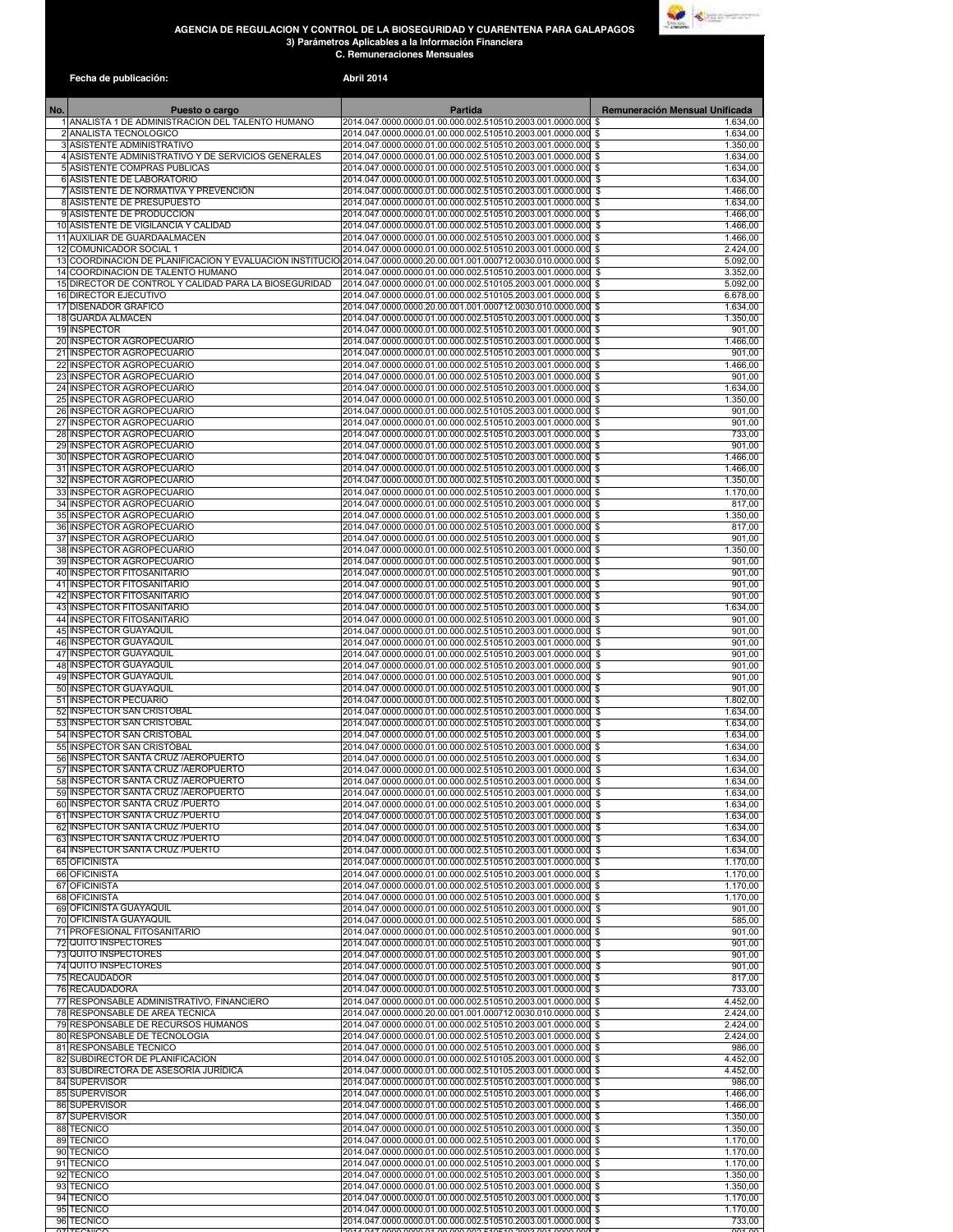**AGENCIA DE REGULACION Y CONTROL DE LA BIOSEGURIDAD Y CUARENTENA PARA GALAPAGOS**

**3) Parámetros Aplicables a la Información Financiera**

**C. Remuneraciones Mensuales**

**Fecha de publicación:** **Abril 2014**

| No. | Puesto o cargo | Partida | Remuneración Mensual Unificada |
|---|---|---|---|
| 1 | ANALISTA 1 DE ADMINISTRACION DEL TALENTO HUMANO | 2014.047.0000.0000.01.00.000.002.510510.2003.001.0000.000 | $ 1.634,00 |
| 2 | ANALISTA TECNOLOGICO | 2014.047.0000.0000.01.00.000.002.510510.2003.001.0000.000 | $ 1.634,00 |
| 3 | ASISTENTE ADMINISTRATIVO | 2014.047.0000.0000.01.00.000.002.510510.2003.001.0000.000 | $ 1.350,00 |
| 4 | ASISTENTE ADMINISTRATIVO Y DE SERVICIOS GENERALES | 2014.047.0000.0000.01.00.000.002.510510.2003.001.0000.000 | $ 1.634,00 |
| 5 | ASISTENTE COMPRAS PUBLICAS | 2014.047.0000.0000.01.00.000.002.510510.2003.001.0000.000 | $ 1.634,00 |
| 6 | ASISTENTE DE LABORATORIO | 2014.047.0000.0000.01.00.000.002.510510.2003.001.0000.000 | $ 1.634,00 |
| 7 | ASISTENTE DE NORMATIVA Y PREVENCIÓN | 2014.047.0000.0000.01.00.000.002.510510.2003.001.0000.000 | $ 1.466,00 |
| 8 | ASISTENTE DE PRESUPUESTO | 2014.047.0000.0000.01.00.000.002.510510.2003.001.0000.000 | $ 1.634,00 |
| 9 | ASISTENTE DE PRODUCCION | 2014.047.0000.0000.01.00.000.002.510510.2003.001.0000.000 | $ 1.466,00 |
| 10 | ASISTENTE DE VIGILANCIA Y CALIDAD | 2014.047.0000.0000.01.00.000.002.510510.2003.001.0000.000 | $ 1.466,00 |
| 11 | AUXILIAR DE GUARDAALMACEN | 2014.047.0000.0000.01.00.000.002.510510.2003.001.0000.000 | $ 1.466,00 |
| 12 | COMUNICADOR SOCIAL 1 | 2014.047.0000.0000.01.00.000.002.510510.2003.001.0000.000 | $ 2.424,00 |
| 13 | COORDINACION DE PLANIFICACION Y EVALUACION INSTITUCIO | 2014.047.0000.0000.20.00.001.001.000712.0030.010.0000.000 | $ 5.092,00 |
| 14 | COORDINACION DE TALENTO HUMANO | 2014.047.0000.0000.01.00.000.002.510510.2003.001.0000.000 | $ 3.352,00 |
| 15 | DIRECTOR DE CONTROL Y CALIDAD PARA LA BIOSEGURIDAD | 2014.047.0000.0000.01.00.000.002.510105.2003.001.0000.000 | $ 5.092,00 |
| 16 | DIRECTOR EJECUTIVO | 2014.047.0000.0000.01.00.000.002.510105.2003.001.0000.000 | $ 6.678,00 |
| 17 | DISEÑADOR GRAFICO | 2014.047.0000.0000.20.00.001.001.000712.0030.010.0000.000 | $ 1.634,00 |
| 18 | GUARDA ALMACEN | 2014.047.0000.0000.01.00.000.002.510510.2003.001.0000.000 | $ 1.350,00 |
| 19 | INSPECTOR | 2014.047.0000.0000.01.00.000.002.510510.2003.001.0000.000 | $ 901,00 |
| 20 | INSPECTOR AGROPECUARIO | 2014.047.0000.0000.01.00.000.002.510510.2003.001.0000.000 | $ 1.466,00 |
| 21 | INSPECTOR AGROPECUARIO | 2014.047.0000.0000.01.00.000.002.510510.2003.001.0000.000 | $ 901,00 |
| 22 | INSPECTOR AGROPECUARIO | 2014.047.0000.0000.01.00.000.002.510510.2003.001.0000.000 | $ 1.466,00 |
| 23 | INSPECTOR AGROPECUARIO | 2014.047.0000.0000.01.00.000.002.510510.2003.001.0000.000 | $ 901,00 |
| 24 | INSPECTOR AGROPECUARIO | 2014.047.0000.0000.01.00.000.002.510510.2003.001.0000.000 | $ 1.634,00 |
| 25 | INSPECTOR AGROPECUARIO | 2014.047.0000.0000.01.00.000.002.510510.2003.001.0000.000 | $ 1.350,00 |
| 26 | INSPECTOR AGROPECUARIO | 2014.047.0000.0000.01.00.000.002.510105.2003.001.0000.000 | $ 901,00 |
| 27 | INSPECTOR AGROPECUARIO | 2014.047.0000.0000.01.00.000.002.510510.2003.001.0000.000 | $ 901,00 |
| 28 | INSPECTOR AGROPECUARIO | 2014.047.0000.0000.01.00.000.002.510510.2003.001.0000.000 | $ 733,00 |
| 29 | INSPECTOR AGROPECUARIO | 2014.047.0000.0000.01.00.000.002.510510.2003.001.0000.000 | $ 901,00 |
| 30 | INSPECTOR AGROPECUARIO | 2014.047.0000.0000.01.00.000.002.510510.2003.001.0000.000 | $ 1.466,00 |
| 31 | INSPECTOR AGROPECUARIO | 2014.047.0000.0000.01.00.000.002.510510.2003.001.0000.000 | $ 1.466,00 |
| 32 | INSPECTOR AGROPECUARIO | 2014.047.0000.0000.01.00.000.002.510510.2003.001.0000.000 | $ 1.350,00 |
| 33 | INSPECTOR AGROPECUARIO | 2014.047.0000.0000.01.00.000.002.510510.2003.001.0000.000 | $ 1.170,00 |
| 34 | INSPECTOR AGROPECUARIO | 2014.047.0000.0000.01.00.000.002.510510.2003.001.0000.000 | $ 817,00 |
| 35 | INSPECTOR AGROPECUARIO | 2014.047.0000.0000.01.00.000.002.510510.2003.001.0000.000 | $ 1.350,00 |
| 36 | INSPECTOR AGROPECUARIO | 2014.047.0000.0000.01.00.000.002.510510.2003.001.0000.000 | $ 817,00 |
| 37 | INSPECTOR AGROPECUARIO | 2014.047.0000.0000.01.00.000.002.510510.2003.001.0000.000 | $ 901,00 |
| 38 | INSPECTOR AGROPECUARIO | 2014.047.0000.0000.01.00.000.002.510510.2003.001.0000.000 | $ 1.350,00 |
| 39 | INSPECTOR AGROPECUARIO | 2014.047.0000.0000.01.00.000.002.510510.2003.001.0000.000 | $ 901,00 |
| 40 | INSPECTOR FITOSANITARIO | 2014.047.0000.0000.01.00.000.002.510510.2003.001.0000.000 | $ 901,00 |
| 41 | INSPECTOR FITOSANITARIO | 2014.047.0000.0000.01.00.000.002.510510.2003.001.0000.000 | $ 901,00 |
| 42 | INSPECTOR FITOSANITARIO | 2014.047.0000.0000.01.00.000.002.510510.2003.001.0000.000 | $ 901,00 |
| 43 | INSPECTOR FITOSANITARIO | 2014.047.0000.0000.01.00.000.002.510510.2003.001.0000.000 | $ 1.634,00 |
| 44 | INSPECTOR FITOSANITARIO | 2014.047.0000.0000.01.00.000.002.510510.2003.001.0000.000 | $ 901,00 |
| 45 | INSPECTOR GUAYAQUIL | 2014.047.0000.0000.01.00.000.002.510510.2003.001.0000.000 | $ 901,00 |
| 46 | INSPECTOR GUAYAQUIL | 2014.047.0000.0000.01.00.000.002.510510.2003.001.0000.000 | $ 901,00 |
| 47 | INSPECTOR GUAYAQUIL | 2014.047.0000.0000.01.00.000.002.510510.2003.001.0000.000 | $ 901,00 |
| 48 | INSPECTOR GUAYAQUIL | 2014.047.0000.0000.01.00.000.002.510510.2003.001.0000.000 | $ 901,00 |
| 49 | INSPECTOR GUAYAQUIL | 2014.047.0000.0000.01.00.000.002.510510.2003.001.0000.000 | $ 901,00 |
| 50 | INSPECTOR GUAYAQUIL | 2014.047.0000.0000.01.00.000.002.510510.2003.001.0000.000 | $ 901,00 |
| 51 | INSPECTOR PECUARIO | 2014.047.0000.0000.01.00.000.002.510510.2003.001.0000.000 | $ 1.802,00 |
| 52 | INSPECTOR SAN CRISTOBAL | 2014.047.0000.0000.01.00.000.002.510510.2003.001.0000.000 | $ 1.634,00 |
| 53 | INSPECTOR SAN CRISTOBAL | 2014.047.0000.0000.01.00.000.002.510510.2003.001.0000.000 | $ 1.634,00 |
| 54 | INSPECTOR SAN CRISTOBAL | 2014.047.0000.0000.01.00.000.002.510510.2003.001.0000.000 | $ 1.634,00 |
| 55 | INSPECTOR SAN CRISTOBAL | 2014.047.0000.0000.01.00.000.002.510510.2003.001.0000.000 | $ 1.634,00 |
| 56 | INSPECTOR SANTA CRUZ /AEROPUERTO | 2014.047.0000.0000.01.00.000.002.510510.2003.001.0000.000 | $ 1.634,00 |
| 57 | INSPECTOR SANTA CRUZ /AEROPUERTO | 2014.047.0000.0000.01.00.000.002.510510.2003.001.0000.000 | $ 1.634,00 |
| 58 | INSPECTOR SANTA CRUZ /AEROPUERTO | 2014.047.0000.0000.01.00.000.002.510510.2003.001.0000.000 | $ 1.634,00 |
| 59 | INSPECTOR SANTA CRUZ /AEROPUERTO | 2014.047.0000.0000.01.00.000.002.510510.2003.001.0000.000 | $ 1.634,00 |
| 60 | INSPECTOR SANTA CRUZ /PUERTO | 2014.047.0000.0000.01.00.000.002.510510.2003.001.0000.000 | $ 1.634,00 |
| 61 | INSPECTOR SANTA CRUZ /PUERTO | 2014.047.0000.0000.01.00.000.002.510510.2003.001.0000.000 | $ 1.634,00 |
| 62 | INSPECTOR SANTA CRUZ /PUERTO | 2014.047.0000.0000.01.00.000.002.510510.2003.001.0000.000 | $ 1.634,00 |
| 63 | INSPECTOR SANTA CRUZ /PUERTO | 2014.047.0000.0000.01.00.000.002.510510.2003.001.0000.000 | $ 1.634,00 |
| 64 | INSPECTOR SANTA CRUZ /PUERTO | 2014.047.0000.0000.01.00.000.002.510510.2003.001.0000.000 | $ 1.634,00 |
| 65 | OFICINISTA | 2014.047.0000.0000.01.00.000.002.510510.2003.001.0000.000 | $ 1.170,00 |
| 66 | OFICINISTA | 2014.047.0000.0000.01.00.000.002.510510.2003.001.0000.000 | $ 1.170,00 |
| 67 | OFICINISTA | 2014.047.0000.0000.01.00.000.002.510510.2003.001.0000.000 | $ 1.170,00 |
| 68 | OFICINISTA | 2014.047.0000.0000.01.00.000.002.510510.2003.001.0000.000 | $ 1.170,00 |
| 69 | OFICINISTA GUAYAQUIL | 2014.047.0000.0000.01.00.000.002.510510.2003.001.0000.000 | $ 901,00 |
| 70 | OFICINISTA GUAYAQUIL | 2014.047.0000.0000.01.00.000.002.510510.2003.001.0000.000 | $ 585,00 |
| 71 | PROFESIONAL FITOSANITARIO | 2014.047.0000.0000.01.00.000.002.510510.2003.001.0000.000 | $ 901,00 |
| 72 | QUITO INSPECTORES | 2014.047.0000.0000.01.00.000.002.510510.2003.001.0000.000 | $ 901,00 |
| 73 | QUITO INSPECTORES | 2014.047.0000.0000.01.00.000.002.510510.2003.001.0000.000 | $ 901,00 |
| 74 | QUITO INSPECTORES | 2014.047.0000.0000.01.00.000.002.510510.2003.001.0000.000 | $ 901,00 |
| 75 | RECAUDADOR | 2014.047.0000.0000.01.00.000.002.510510.2003.001.0000.000 | $ 817,00 |
| 76 | RECAUDADORA | 2014.047.0000.0000.01.00.000.002.510510.2003.001.0000.000 | $ 733,00 |
| 77 | RESPONSABLE ADMINISTRATIVO, FINANCIERO | 2014.047.0000.0000.01.00.000.002.510510.2003.001.0000.000 | $ 4.452,00 |
| 78 | RESPONSABLE DE AREA TECNICA | 2014.047.0000.0000.20.00.001.001.000712.0030.010.0000.000 | $ 2.424,00 |
| 79 | RESPONSABLE DE RECURSOS HUMANOS | 2014.047.0000.0000.01.00.000.002.510510.2003.001.0000.000 | $ 2.424,00 |
| 80 | RESPONSABLE DE TECNOLOGIA | 2014.047.0000.0000.01.00.000.002.510510.2003.001.0000.000 | $ 2.424,00 |
| 81 | RESPONSABLE TECNICO | 2014.047.0000.0000.01.00.000.002.510510.2003.001.0000.000 | $ 986,00 |
| 82 | SUBDIRECTOR DE PLANIFICACION | 2014.047.0000.0000.01.00.000.002.510105.2003.001.0000.000 | $ 4.452,00 |
| 83 | SUBDIRECTORA DE ASESORÍA JURÍDICA | 2014.047.0000.0000.01.00.000.002.510105.2003.001.0000.000 | $ 4.452,00 |
| 84 | SUPERVISOR | 2014.047.0000.0000.01.00.000.002.510510.2003.001.0000.000 | $ 986,00 |
| 85 | SUPERVISOR | 2014.047.0000.0000.01.00.000.002.510510.2003.001.0000.000 | $ 1.466,00 |
| 86 | SUPERVISOR | 2014.047.0000.0000.01.00.000.002.510510.2003.001.0000.000 | $ 1.466,00 |
| 87 | SUPERVISOR | 2014.047.0000.0000.01.00.000.002.510510.2003.001.0000.000 | $ 1.350,00 |
| 88 | TECNICO | 2014.047.0000.0000.01.00.000.002.510510.2003.001.0000.000 | $ 1.350,00 |
| 89 | TECNICO | 2014.047.0000.0000.01.00.000.002.510510.2003.001.0000.000 | $ 1.170,00 |
| 90 | TECNICO | 2014.047.0000.0000.01.00.000.002.510510.2003.001.0000.000 | $ 1.170,00 |
| 91 | TECNICO | 2014.047.0000.0000.01.00.000.002.510510.2003.001.0000.000 | $ 1.170,00 |
| 92 | TECNICO | 2014.047.0000.0000.01.00.000.002.510510.2003.001.0000.000 | $ 1.350,00 |
| 93 | TECNICO | 2014.047.0000.0000.01.00.000.002.510510.2003.001.0000.000 | $ 1.350,00 |
| 94 | TECNICO | 2014.047.0000.0000.01.00.000.002.510510.2003.001.0000.000 | $ 1.170,00 |
| 95 | TECNICO | 2014.047.0000.0000.01.00.000.002.510510.2003.001.0000.000 | $ 1.170,00 |
| 96 | TECNICO | 2014.047.0000.0000.01.00.000.002.510510.2003.001.0000.000 | $ 733,00 |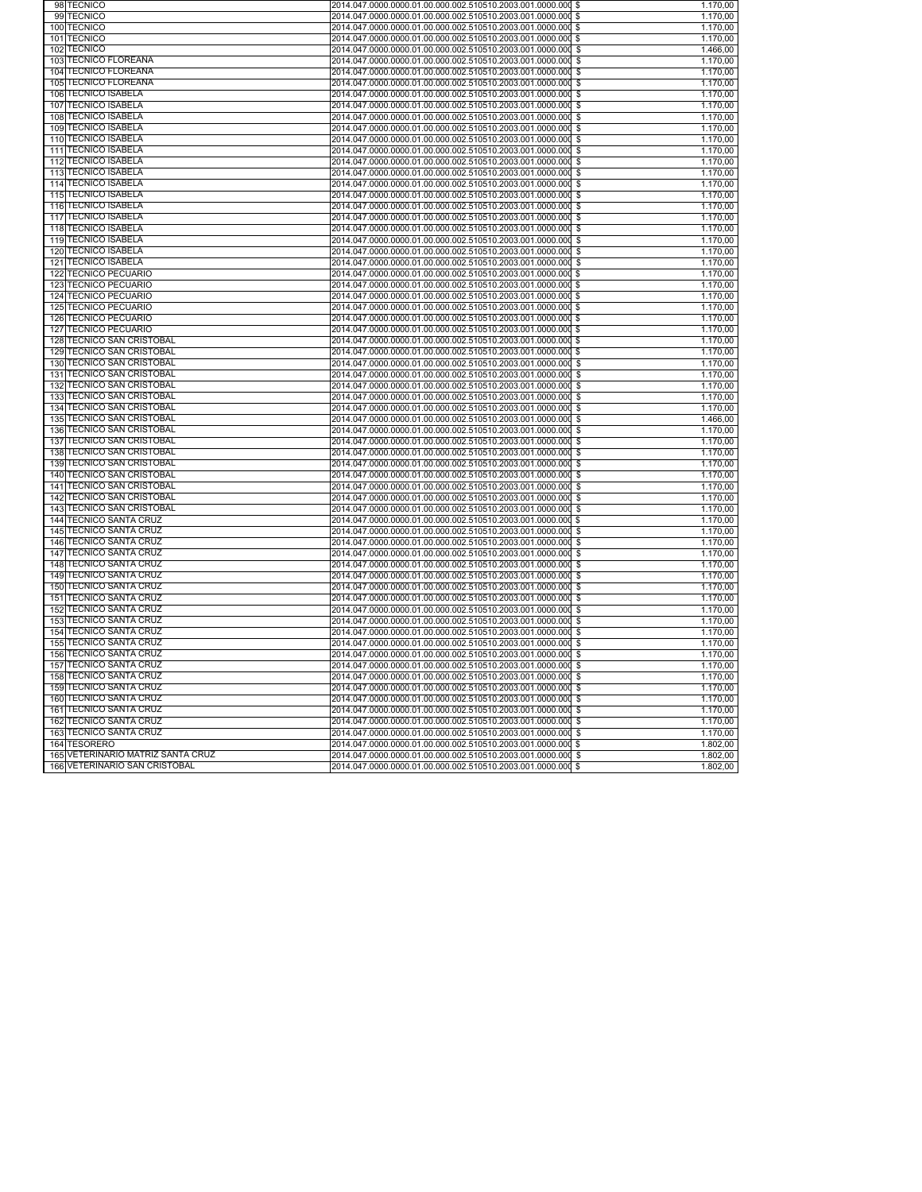| | | | | |
|---|---|---|---|---|
| 98 | TECNICO | 2014.047.0000.0000.01.00.000.002.510510.2003.001.0000.000 | $ | 1.170,00 |
| 99 | TECNICO | 2014.047.0000.0000.01.00.000.002.510510.2003.001.0000.000 | $ | 1.170,00 |
| 100 | TECNICO | 2014.047.0000.0000.01.00.000.002.510510.2003.001.0000.000 | $ | 1.170,00 |
| 101 | TECNICO | 2014.047.0000.0000.01.00.000.002.510510.2003.001.0000.000 | $ | 1.170,00 |
| 102 | TECNICO | 2014.047.0000.0000.01.00.000.002.510510.2003.001.0000.000 | $ | 1.466,00 |
| 103 | TECNICO FLOREANA | 2014.047.0000.0000.01.00.000.002.510510.2003.001.0000.000 | $ | 1.170,00 |
| 104 | TECNICO FLOREANA | 2014.047.0000.0000.01.00.000.002.510510.2003.001.0000.000 | $ | 1.170,00 |
| 105 | TECNICO FLOREANA | 2014.047.0000.0000.01.00.000.002.510510.2003.001.0000.000 | $ | 1.170,00 |
| 106 | TECNICO ISABELA | 2014.047.0000.0000.01.00.000.002.510510.2003.001.0000.000 | $ | 1.170,00 |
| 107 | TECNICO ISABELA | 2014.047.0000.0000.01.00.000.002.510510.2003.001.0000.000 | $ | 1.170,00 |
| 108 | TECNICO ISABELA | 2014.047.0000.0000.01.00.000.002.510510.2003.001.0000.000 | $ | 1.170,00 |
| 109 | TECNICO ISABELA | 2014.047.0000.0000.01.00.000.002.510510.2003.001.0000.000 | $ | 1.170,00 |
| 110 | TECNICO ISABELA | 2014.047.0000.0000.01.00.000.002.510510.2003.001.0000.000 | $ | 1.170,00 |
| 111 | TECNICO ISABELA | 2014.047.0000.0000.01.00.000.002.510510.2003.001.0000.000 | $ | 1.170,00 |
| 112 | TECNICO ISABELA | 2014.047.0000.0000.01.00.000.002.510510.2003.001.0000.000 | $ | 1.170,00 |
| 113 | TECNICO ISABELA | 2014.047.0000.0000.01.00.000.002.510510.2003.001.0000.000 | $ | 1.170,00 |
| 114 | TECNICO ISABELA | 2014.047.0000.0000.01.00.000.002.510510.2003.001.0000.000 | $ | 1.170,00 |
| 115 | TECNICO ISABELA | 2014.047.0000.0000.01.00.000.002.510510.2003.001.0000.000 | $ | 1.170,00 |
| 116 | TECNICO ISABELA | 2014.047.0000.0000.01.00.000.002.510510.2003.001.0000.000 | $ | 1.170,00 |
| 117 | TECNICO ISABELA | 2014.047.0000.0000.01.00.000.002.510510.2003.001.0000.000 | $ | 1.170,00 |
| 118 | TECNICO ISABELA | 2014.047.0000.0000.01.00.000.002.510510.2003.001.0000.000 | $ | 1.170,00 |
| 119 | TECNICO ISABELA | 2014.047.0000.0000.01.00.000.002.510510.2003.001.0000.000 | $ | 1.170,00 |
| 120 | TECNICO ISABELA | 2014.047.0000.0000.01.00.000.002.510510.2003.001.0000.000 | $ | 1.170,00 |
| 121 | TECNICO ISABELA | 2014.047.0000.0000.01.00.000.002.510510.2003.001.0000.000 | $ | 1.170,00 |
| 122 | TECNICO PECUARIO | 2014.047.0000.0000.01.00.000.002.510510.2003.001.0000.000 | $ | 1.170,00 |
| 123 | TECNICO PECUARIO | 2014.047.0000.0000.01.00.000.002.510510.2003.001.0000.000 | $ | 1.170,00 |
| 124 | TECNICO PECUARIO | 2014.047.0000.0000.01.00.000.002.510510.2003.001.0000.000 | $ | 1.170,00 |
| 125 | TECNICO PECUARIO | 2014.047.0000.0000.01.00.000.002.510510.2003.001.0000.000 | $ | 1.170,00 |
| 126 | TECNICO PECUARIO | 2014.047.0000.0000.01.00.000.002.510510.2003.001.0000.000 | $ | 1.170,00 |
| 127 | TECNICO PECUARIO | 2014.047.0000.0000.01.00.000.002.510510.2003.001.0000.000 | $ | 1.170,00 |
| 128 | TECNICO SAN CRISTOBAL | 2014.047.0000.0000.01.00.000.002.510510.2003.001.0000.000 | $ | 1.170,00 |
| 129 | TECNICO SAN CRISTOBAL | 2014.047.0000.0000.01.00.000.002.510510.2003.001.0000.000 | $ | 1.170,00 |
| 130 | TECNICO SAN CRISTOBAL | 2014.047.0000.0000.01.00.000.002.510510.2003.001.0000.000 | $ | 1.170,00 |
| 131 | TECNICO SAN CRISTOBAL | 2014.047.0000.0000.01.00.000.002.510510.2003.001.0000.000 | $ | 1.170,00 |
| 132 | TECNICO SAN CRISTOBAL | 2014.047.0000.0000.01.00.000.002.510510.2003.001.0000.000 | $ | 1.170,00 |
| 133 | TECNICO SAN CRISTOBAL | 2014.047.0000.0000.01.00.000.002.510510.2003.001.0000.000 | $ | 1.170,00 |
| 134 | TECNICO SAN CRISTOBAL | 2014.047.0000.0000.01.00.000.002.510510.2003.001.0000.000 | $ | 1.170,00 |
| 135 | TECNICO SAN CRISTOBAL | 2014.047.0000.0000.01.00.000.002.510510.2003.001.0000.000 | $ | 1.466,00 |
| 136 | TECNICO SAN CRISTOBAL | 2014.047.0000.0000.01.00.000.002.510510.2003.001.0000.000 | $ | 1.170,00 |
| 137 | TECNICO SAN CRISTOBAL | 2014.047.0000.0000.01.00.000.002.510510.2003.001.0000.000 | $ | 1.170,00 |
| 138 | TECNICO SAN CRISTOBAL | 2014.047.0000.0000.01.00.000.002.510510.2003.001.0000.000 | $ | 1.170,00 |
| 139 | TECNICO SAN CRISTOBAL | 2014.047.0000.0000.01.00.000.002.510510.2003.001.0000.000 | $ | 1.170,00 |
| 140 | TECNICO SAN CRISTOBAL | 2014.047.0000.0000.01.00.000.002.510510.2003.001.0000.000 | $ | 1.170,00 |
| 141 | TECNICO SAN CRISTOBAL | 2014.047.0000.0000.01.00.000.002.510510.2003.001.0000.000 | $ | 1.170,00 |
| 142 | TECNICO SAN CRISTOBAL | 2014.047.0000.0000.01.00.000.002.510510.2003.001.0000.000 | $ | 1.170,00 |
| 143 | TECNICO SAN CRISTOBAL | 2014.047.0000.0000.01.00.000.002.510510.2003.001.0000.000 | $ | 1.170,00 |
| 144 | TECNICO SANTA CRUZ | 2014.047.0000.0000.01.00.000.002.510510.2003.001.0000.000 | $ | 1.170,00 |
| 145 | TECNICO SANTA CRUZ | 2014.047.0000.0000.01.00.000.002.510510.2003.001.0000.000 | $ | 1.170,00 |
| 146 | TECNICO SANTA CRUZ | 2014.047.0000.0000.01.00.000.002.510510.2003.001.0000.000 | $ | 1.170,00 |
| 147 | TECNICO SANTA CRUZ | 2014.047.0000.0000.01.00.000.002.510510.2003.001.0000.000 | $ | 1.170,00 |
| 148 | TECNICO SANTA CRUZ | 2014.047.0000.0000.01.00.000.002.510510.2003.001.0000.000 | $ | 1.170,00 |
| 149 | TECNICO SANTA CRUZ | 2014.047.0000.0000.01.00.000.002.510510.2003.001.0000.000 | $ | 1.170,00 |
| 150 | TECNICO SANTA CRUZ | 2014.047.0000.0000.01.00.000.002.510510.2003.001.0000.000 | $ | 1.170,00 |
| 151 | TECNICO SANTA CRUZ | 2014.047.0000.0000.01.00.000.002.510510.2003.001.0000.000 | $ | 1.170,00 |
| 152 | TECNICO SANTA CRUZ | 2014.047.0000.0000.01.00.000.002.510510.2003.001.0000.000 | $ | 1.170,00 |
| 153 | TECNICO SANTA CRUZ | 2014.047.0000.0000.01.00.000.002.510510.2003.001.0000.000 | $ | 1.170,00 |
| 154 | TECNICO SANTA CRUZ | 2014.047.0000.0000.01.00.000.002.510510.2003.001.0000.000 | $ | 1.170,00 |
| 155 | TECNICO SANTA CRUZ | 2014.047.0000.0000.01.00.000.002.510510.2003.001.0000.000 | $ | 1.170,00 |
| 156 | TECNICO SANTA CRUZ | 2014.047.0000.0000.01.00.000.002.510510.2003.001.0000.000 | $ | 1.170,00 |
| 157 | TECNICO SANTA CRUZ | 2014.047.0000.0000.01.00.000.002.510510.2003.001.0000.000 | $ | 1.170,00 |
| 158 | TECNICO SANTA CRUZ | 2014.047.0000.0000.01.00.000.002.510510.2003.001.0000.000 | $ | 1.170,00 |
| 159 | TECNICO SANTA CRUZ | 2014.047.0000.0000.01.00.000.002.510510.2003.001.0000.000 | $ | 1.170,00 |
| 160 | TECNICO SANTA CRUZ | 2014.047.0000.0000.01.00.000.002.510510.2003.001.0000.000 | $ | 1.170,00 |
| 161 | TECNICO SANTA CRUZ | 2014.047.0000.0000.01.00.000.002.510510.2003.001.0000.000 | $ | 1.170,00 |
| 162 | TECNICO SANTA CRUZ | 2014.047.0000.0000.01.00.000.002.510510.2003.001.0000.000 | $ | 1.170,00 |
| 163 | TECNICO SANTA CRUZ | 2014.047.0000.0000.01.00.000.002.510510.2003.001.0000.000 | $ | 1.170,00 |
| 164 | TESORERO | 2014.047.0000.0000.01.00.000.002.510510.2003.001.0000.000 | $ | 1.802,00 |
| 165 | VETERINARIO MATRIZ SANTA CRUZ | 2014.047.0000.0000.01.00.000.002.510510.2003.001.0000.000 | $ | 1.802,00 |
| 166 | VETERINARIO SAN CRISTOBAL | 2014.047.0000.0000.01.00.000.002.510510.2003.001.0000.000 | $ | 1.802,00 |